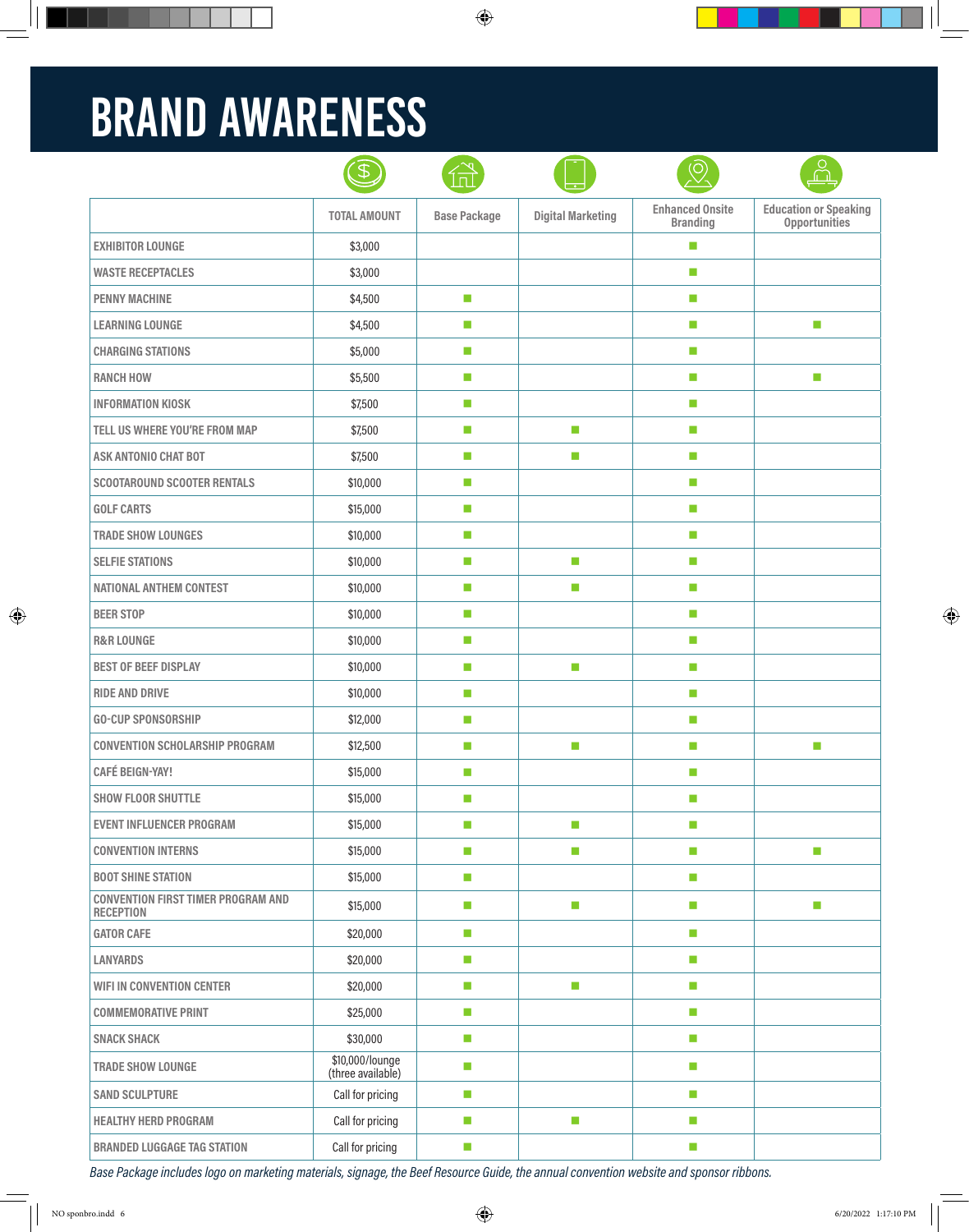# BRAND AWARENESS

| | TOTAL AMOUNT | Base Package | Digital Marketing | Enhanced Onsite Branding | Education or Speaking Opportunities |
|---|---|---|---|---|---|
| EXHIBITOR LOUNGE | $3,000 | | | ■ | |
| WASTE RECEPTACLES | $3,000 | | | ■ | |
| PENNY MACHINE | $4,500 | ■ | | ■ | |
| LEARNING LOUNGE | $4,500 | ■ | | ■ | ■ |
| CHARGING STATIONS | $5,000 | ■ | | ■ | |
| RANCH HOW | $5,500 | ■ | | ■ | ■ |
| INFORMATION KIOSK | $7,500 | ■ | | ■ | |
| TELL US WHERE YOU'RE FROM MAP | $7,500 | ■ | ■ | ■ | |
| ASK ANTONIO CHAT BOT | $7,500 | ■ | ■ | ■ | |
| SCOOTAROUND SCOOTER RENTALS | $10,000 | ■ | | ■ | |
| GOLF CARTS | $15,000 | ■ | | ■ | |
| TRADE SHOW LOUNGES | $10,000 | ■ | | ■ | |
| SELFIE STATIONS | $10,000 | ■ | ■ | ■ | |
| NATIONAL ANTHEM CONTEST | $10,000 | ■ | ■ | ■ | |
| BEER STOP | $10,000 | ■ | | ■ | |
| R&R LOUNGE | $10,000 | ■ | | ■ | |
| BEST OF BEEF DISPLAY | $10,000 | ■ | ■ | ■ | |
| RIDE AND DRIVE | $10,000 | ■ | | ■ | |
| GO-CUP SPONSORSHIP | $12,000 | ■ | | ■ | |
| CONVENTION SCHOLARSHIP PROGRAM | $12,500 | ■ | ■ | ■ | ■ |
| CAFÉ BEIGN-YAY! | $15,000 | ■ | | ■ | |
| SHOW FLOOR SHUTTLE | $15,000 | ■ | | ■ | |
| EVENT INFLUENCER PROGRAM | $15,000 | ■ | ■ | ■ | |
| CONVENTION INTERNS | $15,000 | ■ | ■ | ■ | ■ |
| BOOT SHINE STATION | $15,000 | ■ | | ■ | |
| CONVENTION FIRST TIMER PROGRAM AND RECEPTION | $15,000 | ■ | ■ | ■ | ■ |
| GATOR CAFE | $20,000 | ■ | | ■ | |
| LANYARDS | $20,000 | ■ | | ■ | |
| WIFI IN CONVENTION CENTER | $20,000 | ■ | ■ | ■ | |
| COMMEMORATIVE PRINT | $25,000 | ■ | | ■ | |
| SNACK SHACK | $30,000 | ■ | | ■ | |
| TRADE SHOW LOUNGE | $10,000/lounge (three available) | ■ | | ■ | |
| SAND SCULPTURE | Call for pricing | ■ | | ■ | |
| HEALTHY HERD PROGRAM | Call for pricing | ■ | ■ | ■ | |
| BRANDED LUGGAGE TAG STATION | Call for pricing | ■ | | ■ | |

*Base Package includes logo on marketing materials, signage, the Beef Resource Guide, the annual convention website and sponsor ribbons.*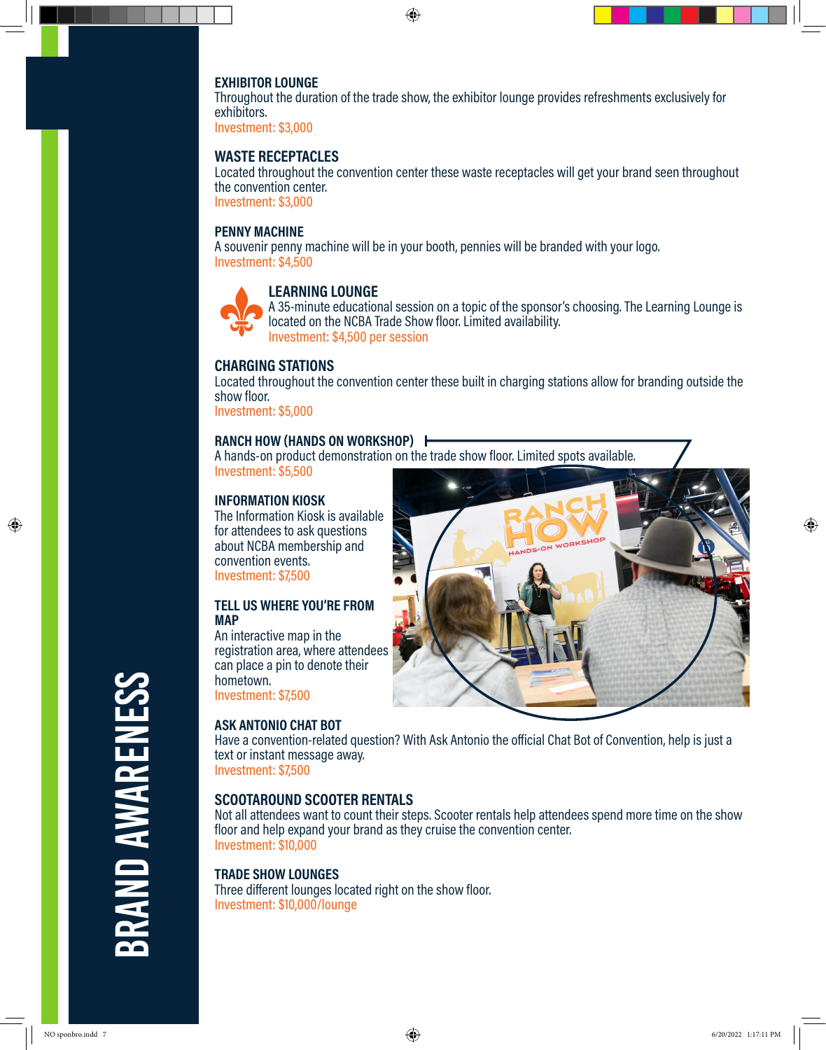# BRAND AWARENESS

### EXHIBITOR LOUNGE

Throughout the duration of the trade show, the exhibitor lounge provides refreshments exclusively for exhibitors.
Investment: $3,000

### WASTE RECEPTACLES

Located throughout the convention center these waste receptacles will get your brand seen throughout the convention center.
Investment: $3,000

### PENNY MACHINE

A souvenir penny machine will be in your booth, pennies will be branded with your logo.
Investment: $4,500

### LEARNING LOUNGE

A 35-minute educational session on a topic of the sponsor's choosing. The Learning Lounge is located on the NCBA Trade Show floor. Limited availability.
Investment: $4,500 per session

### CHARGING STATIONS

Located throughout the convention center these built in charging stations allow for branding outside the show floor.
Investment: $5,000

### RANCH HOW (HANDS ON WORKSHOP)

A hands-on product demonstration on the trade show floor. Limited spots available.
Investment: $5,500

### INFORMATION KIOSK

The Information Kiosk is available for attendees to ask questions about NCBA membership and convention events.
Investment: $7,500

### TELL US WHERE YOU'RE FROM MAP

An interactive map in the registration area, where attendees can place a pin to denote their hometown.
Investment: $7,500

### ASK ANTONIO CHAT BOT

Have a convention-related question? With Ask Antonio the official Chat Bot of Convention, help is just a text or instant message away.
Investment: $7,500

### SCOOTAROUND SCOOTER RENTALS

Not all attendees want to count their steps. Scooter rentals help attendees spend more time on the show floor and help expand your brand as they cruise the convention center.
Investment: $10,000

### TRADE SHOW LOUNGES

Three different lounges located right on the show floor.
Investment: $10,000/lounge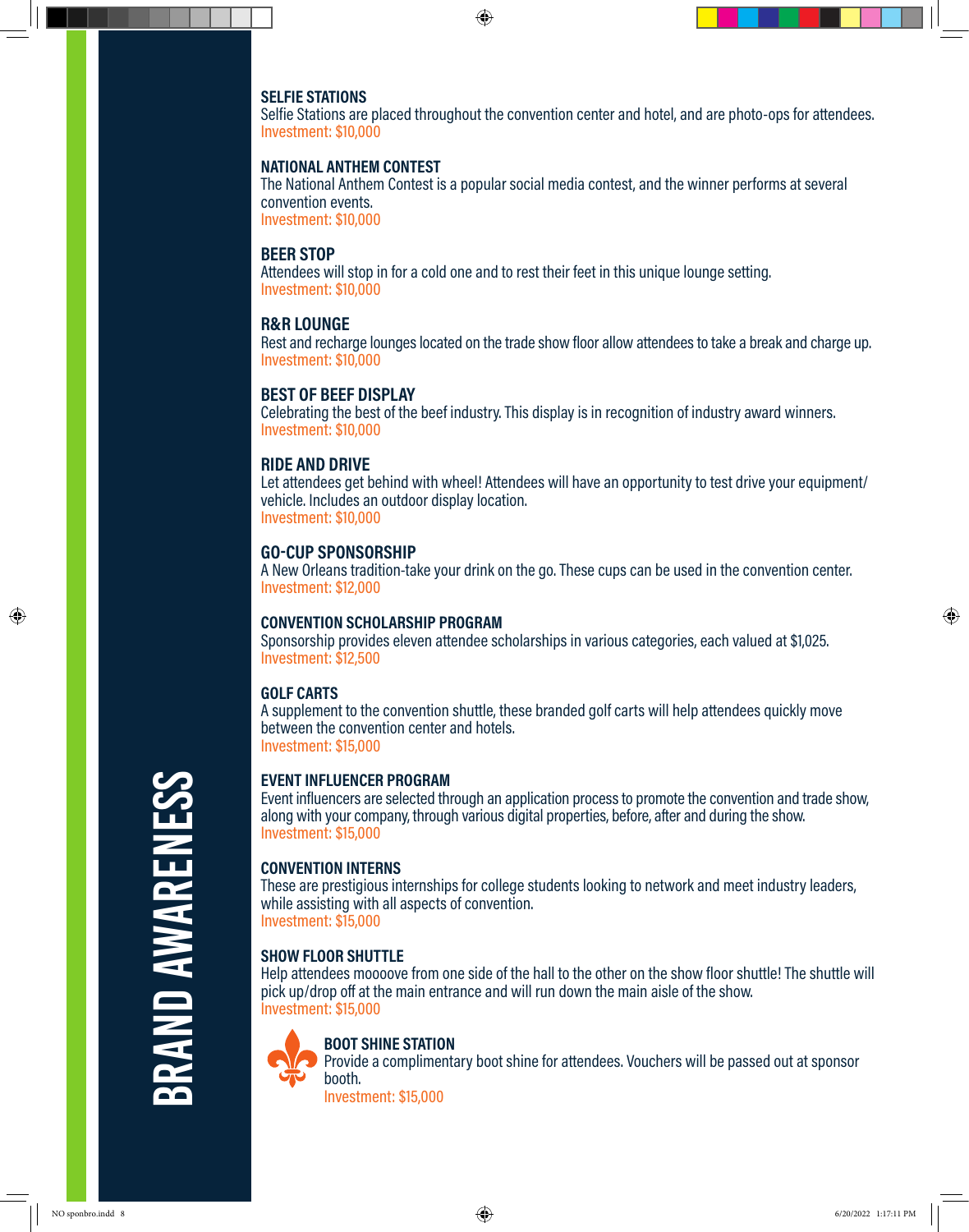# BRAND AWARENESS

### SELFIE STATIONS
Selfie Stations are placed throughout the convention center and hotel, and are photo-ops for attendees.
Investment: $10,000

### NATIONAL ANTHEM CONTEST
The National Anthem Contest is a popular social media contest, and the winner performs at several convention events.
Investment: $10,000

### BEER STOP
Attendees will stop in for a cold one and to rest their feet in this unique lounge setting.
Investment: $10,000

### R&R LOUNGE
Rest and recharge lounges located on the trade show floor allow attendees to take a break and charge up.
Investment: $10,000

### BEST OF BEEF DISPLAY
Celebrating the best of the beef industry. This display is in recognition of industry award winners.
Investment: $10,000

### RIDE AND DRIVE
Let attendees get behind with wheel! Attendees will have an opportunity to test drive your equipment/vehicle. Includes an outdoor display location.
Investment: $10,000

### GO-CUP SPONSORSHIP
A New Orleans tradition-take your drink on the go. These cups can be used in the convention center.
Investment: $12,000

### CONVENTION SCHOLARSHIP PROGRAM
Sponsorship provides eleven attendee scholarships in various categories, each valued at $1,025.
Investment: $12,500

### GOLF CARTS
A supplement to the convention shuttle, these branded golf carts will help attendees quickly move between the convention center and hotels.
Investment: $15,000

### EVENT INFLUENCER PROGRAM
Event influencers are selected through an application process to promote the convention and trade show, along with your company, through various digital properties, before, after and during the show.
Investment: $15,000

### CONVENTION INTERNS
These are prestigious internships for college students looking to network and meet industry leaders, while assisting with all aspects of convention.
Investment: $15,000

### SHOW FLOOR SHUTTLE
Help attendees moooove from one side of the hall to the other on the show floor shuttle! The shuttle will pick up/drop off at the main entrance and will run down the main aisle of the show.
Investment: $15,000

### BOOT SHINE STATION
Provide a complimentary boot shine for attendees. Vouchers will be passed out at sponsor booth.
Investment: $15,000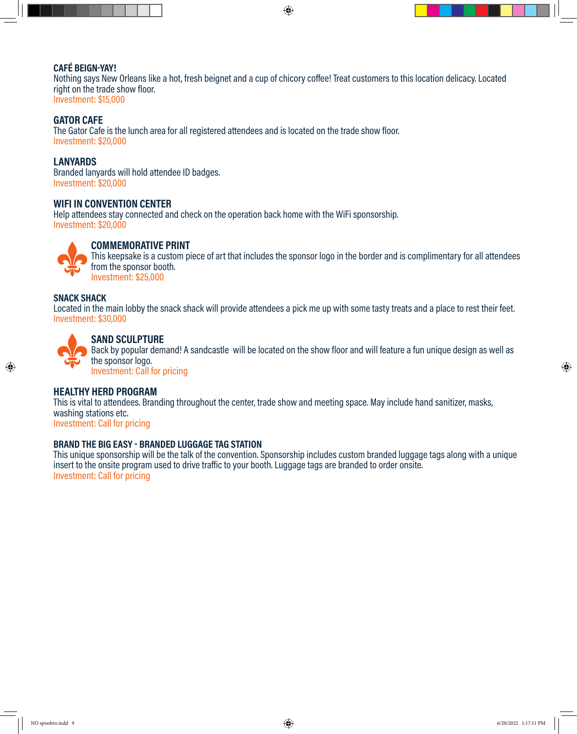### CAFÉ BEIGN-YAY!

Nothing says New Orleans like a hot, fresh beignet and a cup of chicory coffee! Treat customers to this location delicacy. Located right on the trade show floor.
Investment: $15,000

### GATOR CAFE

The Gator Cafe is the lunch area for all registered attendees and is located on the trade show floor.
Investment: $20,000

### LANYARDS

Branded lanyards will hold attendee ID badges.
Investment: $20,000

### WIFI IN CONVENTION CENTER

Help attendees stay connected and check on the operation back home with the WiFi sponsorship.
Investment: $20,000

### COMMEMORATIVE PRINT

This keepsake is a custom piece of art that includes the sponsor logo in the border and is complimentary for all attendees from the sponsor booth.
Investment: $25,000

### SNACK SHACK

Located in the main lobby the snack shack will provide attendees a pick me up with some tasty treats and a place to rest their feet.
Investment: $30,000

### SAND SCULPTURE

Back by popular demand! A sandcastle  will be located on the show floor and will feature a fun unique design as well as the sponsor logo.
Investment: Call for pricing

### HEALTHY HERD PROGRAM

This is vital to attendees. Branding throughout the center, trade show and meeting space. May include hand sanitizer, masks, washing stations etc.
Investment: Call for pricing

### BRAND THE BIG EASY - BRANDED LUGGAGE TAG STATION

This unique sponsorship will be the talk of the convention. Sponsorship includes custom branded luggage tags along with a unique insert to the onsite program used to drive traffic to your booth. Luggage tags are branded to order onsite.
Investment: Call for pricing